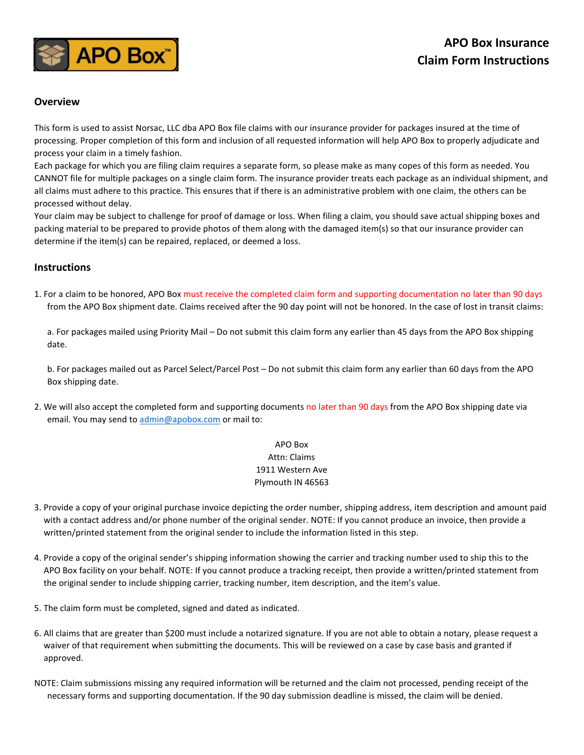# APO Box Insurance Claim Form Instructions

## Overview

This form is used to assist Norsac, LLC dba APO Box file claims with our insurance provider for packages insured at the time of processing. Proper completion of this form and inclusion of all requested information will help APO Box to properly adjudicate and process your claim in a timely fashion.
Each package for which you are filing claim requires a separate form, so please make as many copes of this form as needed. You CANNOT file for multiple packages on a single claim form. The insurance provider treats each package as an individual shipment, and all claims must adhere to this practice. This ensures that if there is an administrative problem with one claim, the others can be processed without delay.
Your claim may be subject to challenge for proof of damage or loss. When filing a claim, you should save actual shipping boxes and packing material to be prepared to provide photos of them along with the damaged item(s) so that our insurance provider can determine if the item(s) can be repaired, replaced, or deemed a loss.

## Instructions

1. For a claim to be honored, APO Box must receive the completed claim form and supporting documentation no later than 90 days from the APO Box shipment date. Claims received after the 90 day point will not be honored. In the case of lost in transit claims:

   a. For packages mailed using Priority Mail – Do not submit this claim form any earlier than 45 days from the APO Box shipping date.

   b. For packages mailed out as Parcel Select/Parcel Post – Do not submit this claim form any earlier than 60 days from the APO Box shipping date.

2. We will also accept the completed form and supporting documents no later than 90 days from the APO Box shipping date via email. You may send to admin@apobox.com or mail to:

   APO Box
   Attn: Claims
   1911 Western Ave
   Plymouth IN 46563

3. Provide a copy of your original purchase invoice depicting the order number, shipping address, item description and amount paid with a contact address and/or phone number of the original sender. NOTE: If you cannot produce an invoice, then provide a written/printed statement from the original sender to include the information listed in this step.

4. Provide a copy of the original sender's shipping information showing the carrier and tracking number used to ship this to the APO Box facility on your behalf. NOTE: If you cannot produce a tracking receipt, then provide a written/printed statement from the original sender to include shipping carrier, tracking number, item description, and the item's value.

5. The claim form must be completed, signed and dated as indicated.

6. All claims that are greater than $200 must include a notarized signature. If you are not able to obtain a notary, please request a waiver of that requirement when submitting the documents. This will be reviewed on a case by case basis and granted if approved.

NOTE: Claim submissions missing any required information will be returned and the claim not processed, pending receipt of the necessary forms and supporting documentation. If the 90 day submission deadline is missed, the claim will be denied.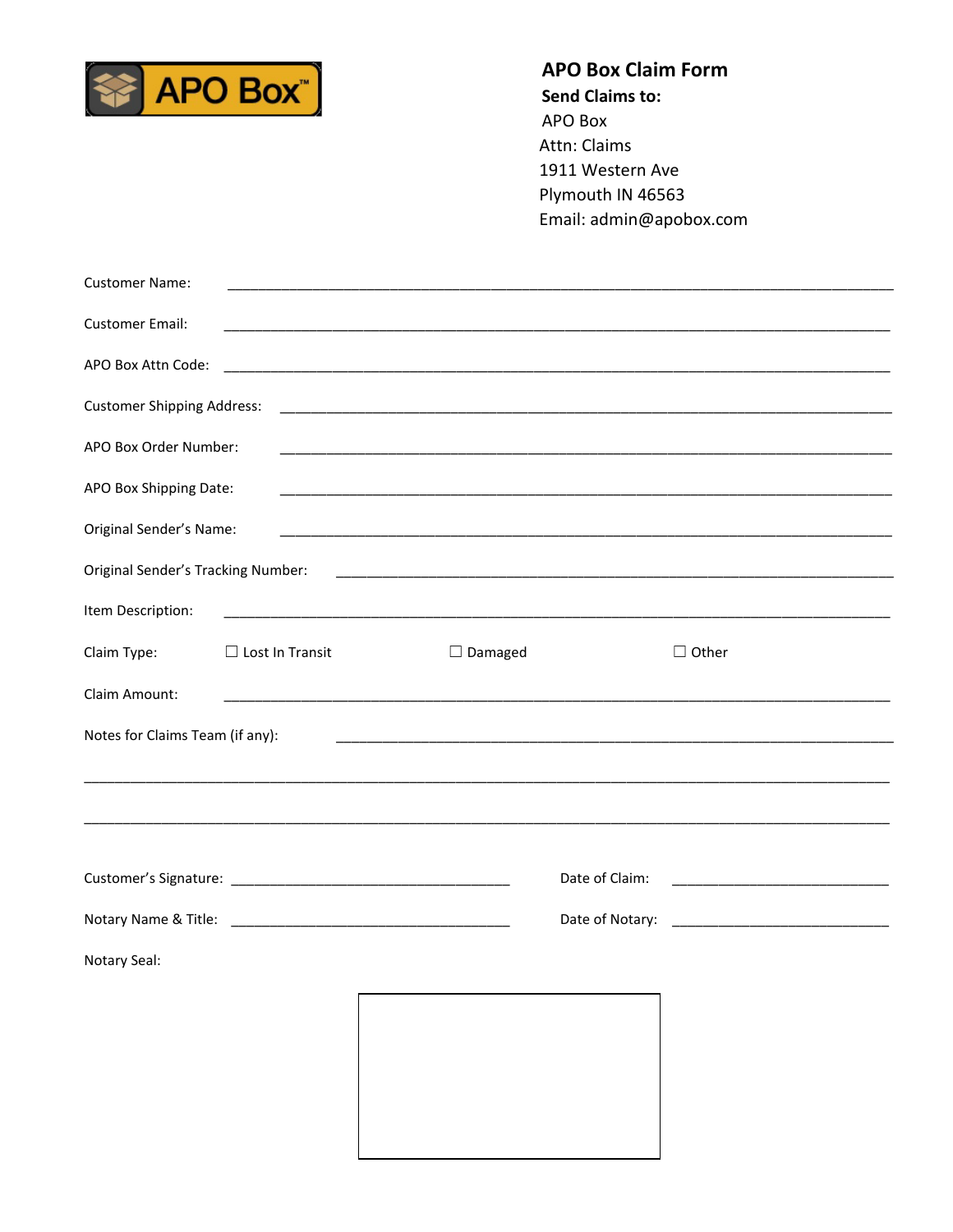APO Box

# APO Box Claim Form

**Send Claims to:**

APO Box
Attn: Claims
1911 Western Ave
Plymouth IN 46563
Email: admin@apobox.com

Customer Name: ______________________________________________

Customer Email: ______________________________________________

APO Box Attn Code: ______________________________________________

Customer Shipping Address: ______________________________________________

APO Box Order Number: ______________________________________________

APO Box Shipping Date: ______________________________________________

Original Sender's Name: ______________________________________________

Original Sender's Tracking Number: ______________________________________________

Item Description: ______________________________________________

Claim Type: ☐ Lost In Transit ☐ Damaged ☐ Other

Claim Amount: ______________________________________________

Notes for Claims Team (if any): ______________________________________________

______________________________________________

______________________________________________

Customer's Signature: ______________________ Date of Claim: ______________________

Notary Name & Title: ______________________ Date of Notary: ______________________

Notary Seal: